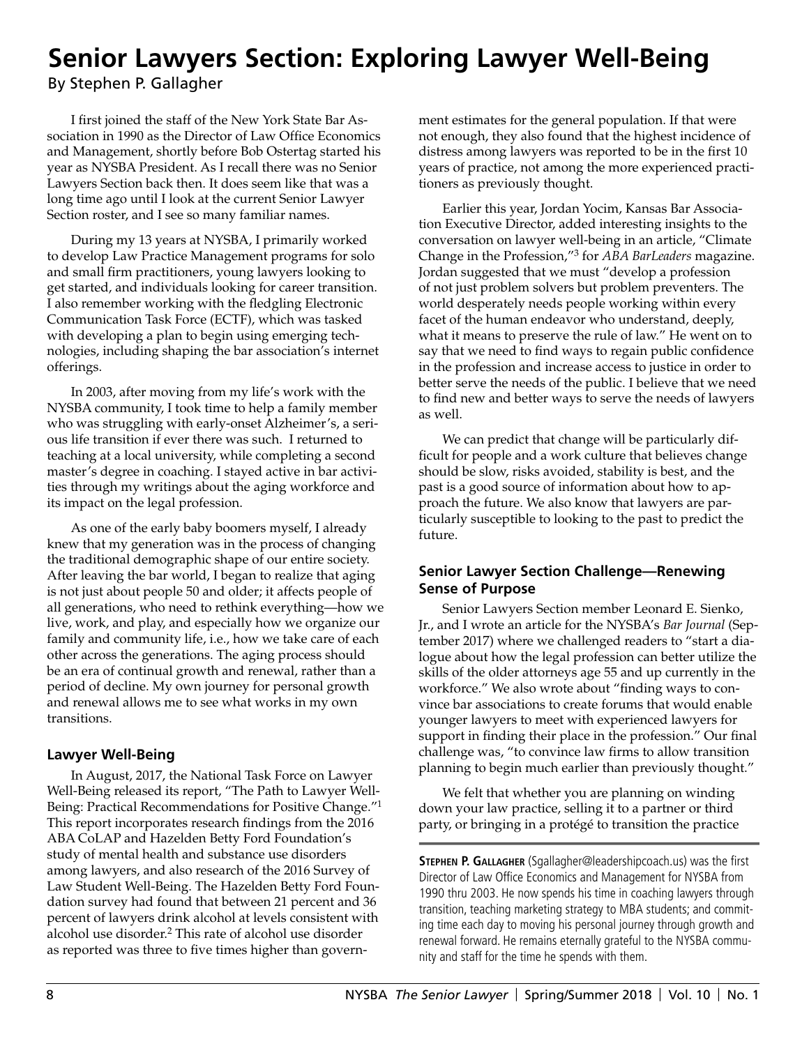# Senior Lawyers Section: Exploring Lawyer Well-Being

By Stephen P. Gallagher

I first joined the staff of the New York State Bar Association in 1990 as the Director of Law Office Economics and Management, shortly before Bob Ostertag started his year as NYSBA President. As I recall there was no Senior Lawyers Section back then. It does seem like that was a long time ago until I look at the current Senior Lawyer Section roster, and I see so many familiar names.

During my 13 years at NYSBA, I primarily worked to develop Law Practice Management programs for solo and small firm practitioners, young lawyers looking to get started, and individuals looking for career transition. I also remember working with the fledgling Electronic Communication Task Force (ECTF), which was tasked with developing a plan to begin using emerging technologies, including shaping the bar association's internet offerings.

In 2003, after moving from my life's work with the NYSBA community, I took time to help a family member who was struggling with early-onset Alzheimer's, a serious life transition if ever there was such. I returned to teaching at a local university, while completing a second master's degree in coaching. I stayed active in bar activities through my writings about the aging workforce and its impact on the legal profession.

As one of the early baby boomers myself, I already knew that my generation was in the process of changing the traditional demographic shape of our entire society. After leaving the bar world, I began to realize that aging is not just about people 50 and older; it affects people of all generations, who need to rethink everything—how we live, work, and play, and especially how we organize our family and community life, i.e., how we take care of each other across the generations. The aging process should be an era of continual growth and renewal, rather than a period of decline. My own journey for personal growth and renewal allows me to see what works in my own transitions.

### Lawyer Well-Being

In August, 2017, the National Task Force on Lawyer Well-Being released its report, "The Path to Lawyer Well-Being: Practical Recommendations for Positive Change."[1] This report incorporates research findings from the 2016 ABA CoLAP and Hazelden Betty Ford Foundation's study of mental health and substance use disorders among lawyers, and also research of the 2016 Survey of Law Student Well-Being. The Hazelden Betty Ford Foundation survey had found that between 21 percent and 36 percent of lawyers drink alcohol at levels consistent with alcohol use disorder.[2] This rate of alcohol use disorder as reported was three to five times higher than government estimates for the general population. If that were not enough, they also found that the highest incidence of distress among lawyers was reported to be in the first 10 years of practice, not among the more experienced practitioners as previously thought.

Earlier this year, Jordan Yocim, Kansas Bar Association Executive Director, added interesting insights to the conversation on lawyer well-being in an article, "Climate Change in the Profession,"[3] for *ABA BarLeaders* magazine. Jordan suggested that we must "develop a profession of not just problem solvers but problem preventers. The world desperately needs people working within every facet of the human endeavor who understand, deeply, what it means to preserve the rule of law." He went on to say that we need to find ways to regain public confidence in the profession and increase access to justice in order to better serve the needs of the public. I believe that we need to find new and better ways to serve the needs of lawyers as well.

We can predict that change will be particularly difficult for people and a work culture that believes change should be slow, risks avoided, stability is best, and the past is a good source of information about how to approach the future. We also know that lawyers are particularly susceptible to looking to the past to predict the future.

### Senior Lawyer Section Challenge—Renewing Sense of Purpose

Senior Lawyers Section member Leonard E. Sienko, Jr., and I wrote an article for the NYSBA's *Bar Journal* (September 2017) where we challenged readers to "start a dialogue about how the legal profession can better utilize the skills of the older attorneys age 55 and up currently in the workforce." We also wrote about "finding ways to convince bar associations to create forums that would enable younger lawyers to meet with experienced lawyers for support in finding their place in the profession." Our final challenge was, "to convince law firms to allow transition planning to begin much earlier than previously thought."

We felt that whether you are planning on winding down your law practice, selling it to a partner or third party, or bringing in a protégé to transition the practice

---

**Stephen P. Gallagher** (Sgallagher@leadershipcoach.us) was the first Director of Law Office Economics and Management for NYSBA from 1990 thru 2003. He now spends his time in coaching lawyers through transition, teaching marketing strategy to MBA students; and committing time each day to moving his personal journey through growth and renewal forward. He remains eternally grateful to the NYSBA community and staff for the time he spends with them.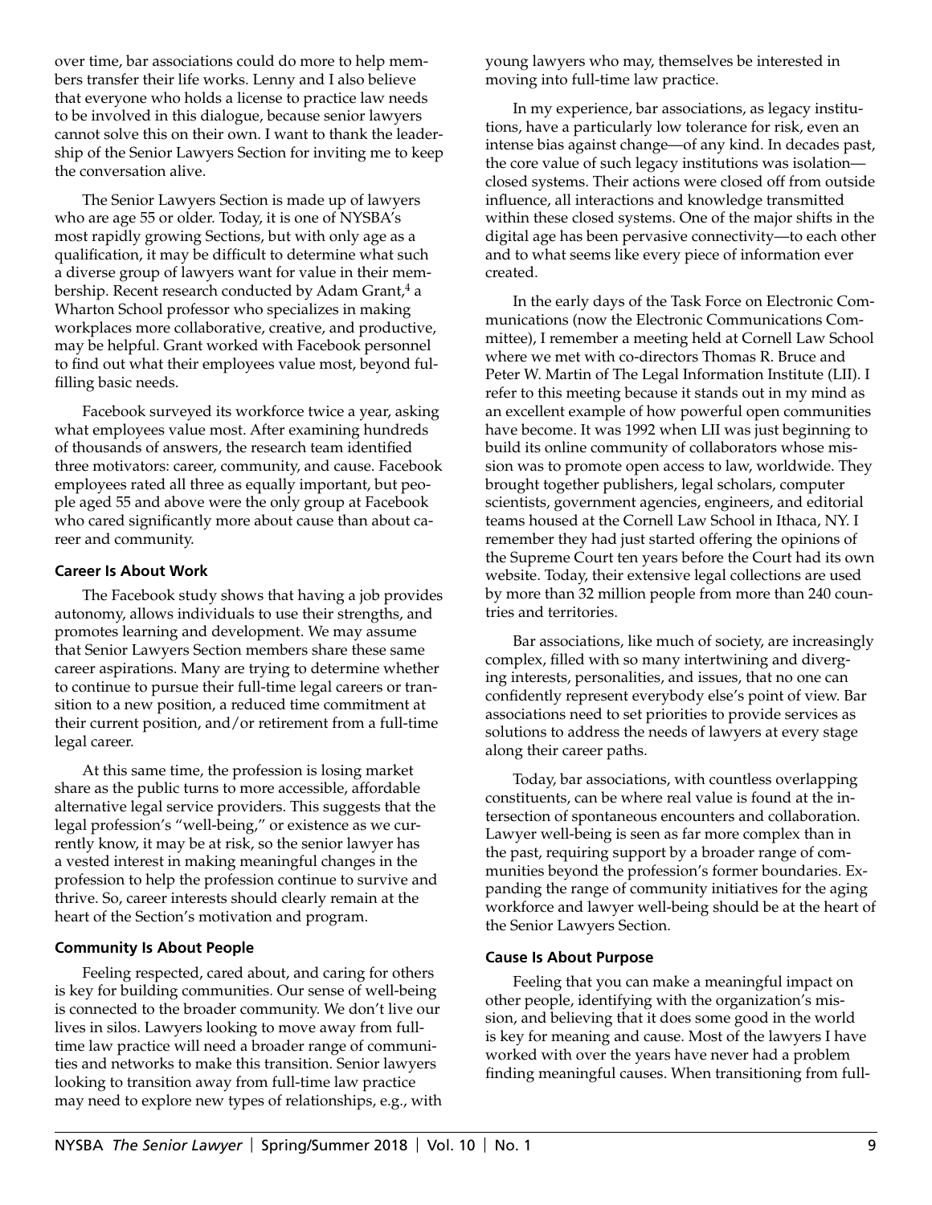over time, bar associations could do more to help members transfer their life works. Lenny and I also believe that everyone who holds a license to practice law needs to be involved in this dialogue, because senior lawyers cannot solve this on their own. I want to thank the leadership of the Senior Lawyers Section for inviting me to keep the conversation alive.

The Senior Lawyers Section is made up of lawyers who are age 55 or older. Today, it is one of NYSBA's most rapidly growing Sections, but with only age as a qualification, it may be difficult to determine what such a diverse group of lawyers want for value in their membership. Recent research conducted by Adam Grant,[4] a Wharton School professor who specializes in making workplaces more collaborative, creative, and productive, may be helpful. Grant worked with Facebook personnel to find out what their employees value most, beyond fulfilling basic needs.

Facebook surveyed its workforce twice a year, asking what employees value most. After examining hundreds of thousands of answers, the research team identified three motivators: career, community, and cause. Facebook employees rated all three as equally important, but people aged 55 and above were the only group at Facebook who cared significantly more about cause than about career and community.

**Career Is About Work**

The Facebook study shows that having a job provides autonomy, allows individuals to use their strengths, and promotes learning and development. We may assume that Senior Lawyers Section members share these same career aspirations. Many are trying to determine whether to continue to pursue their full-time legal careers or transition to a new position, a reduced time commitment at their current position, and/or retirement from a full-time legal career.

At this same time, the profession is losing market share as the public turns to more accessible, affordable alternative legal service providers. This suggests that the legal profession's "well-being," or existence as we currently know, it may be at risk, so the senior lawyer has a vested interest in making meaningful changes in the profession to help the profession continue to survive and thrive. So, career interests should clearly remain at the heart of the Section's motivation and program.

**Community Is About People**

Feeling respected, cared about, and caring for others is key for building communities. Our sense of well-being is connected to the broader community. We don't live our lives in silos. Lawyers looking to move away from full-time law practice will need a broader range of communities and networks to make this transition. Senior lawyers looking to transition away from full-time law practice may need to explore new types of relationships, e.g., with young lawyers who may, themselves be interested in moving into full-time law practice.

In my experience, bar associations, as legacy institutions, have a particularly low tolerance for risk, even an intense bias against change—of any kind. In decades past, the core value of such legacy institutions was isolation—closed systems. Their actions were closed off from outside influence, all interactions and knowledge transmitted within these closed systems. One of the major shifts in the digital age has been pervasive connectivity—to each other and to what seems like every piece of information ever created.

In the early days of the Task Force on Electronic Communications (now the Electronic Communications Committee), I remember a meeting held at Cornell Law School where we met with co-directors Thomas R. Bruce and Peter W. Martin of The Legal Information Institute (LII). I refer to this meeting because it stands out in my mind as an excellent example of how powerful open communities have become. It was 1992 when LII was just beginning to build its online community of collaborators whose mission was to promote open access to law, worldwide. They brought together publishers, legal scholars, computer scientists, government agencies, engineers, and editorial teams housed at the Cornell Law School in Ithaca, NY. I remember they had just started offering the opinions of the Supreme Court ten years before the Court had its own website. Today, their extensive legal collections are used by more than 32 million people from more than 240 countries and territories.

Bar associations, like much of society, are increasingly complex, filled with so many intertwining and diverging interests, personalities, and issues, that no one can confidently represent everybody else's point of view. Bar associations need to set priorities to provide services as solutions to address the needs of lawyers at every stage along their career paths.

Today, bar associations, with countless overlapping constituents, can be where real value is found at the intersection of spontaneous encounters and collaboration. Lawyer well-being is seen as far more complex than in the past, requiring support by a broader range of communities beyond the profession's former boundaries. Expanding the range of community initiatives for the aging workforce and lawyer well-being should be at the heart of the Senior Lawyers Section.

**Cause Is About Purpose**

Feeling that you can make a meaningful impact on other people, identifying with the organization's mission, and believing that it does some good in the world is key for meaning and cause. Most of the lawyers I have worked with over the years have never had a problem finding meaningful causes. When transitioning from full-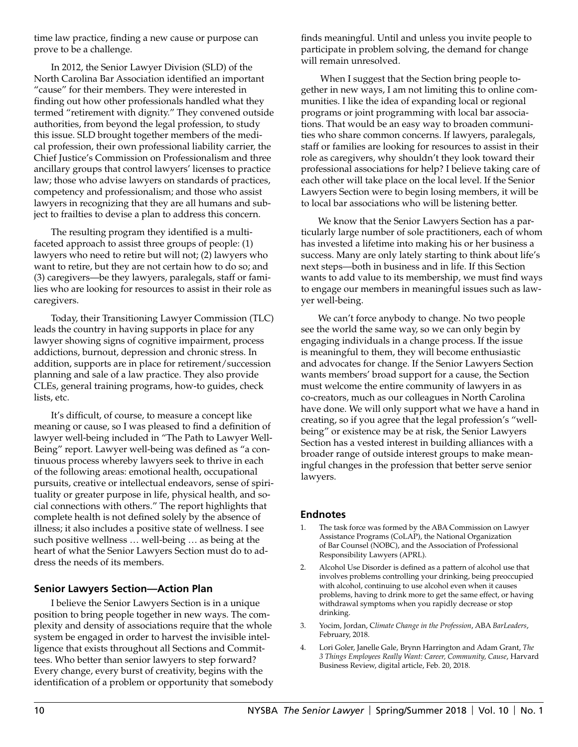time law practice, finding a new cause or purpose can prove to be a challenge.

In 2012, the Senior Lawyer Division (SLD) of the North Carolina Bar Association identified an important "cause" for their members. They were interested in finding out how other professionals handled what they termed "retirement with dignity." They convened outside authorities, from beyond the legal profession, to study this issue. SLD brought together members of the medical profession, their own professional liability carrier, the Chief Justice's Commission on Professionalism and three ancillary groups that control lawyers' licenses to practice law; those who advise lawyers on standards of practices, competency and professionalism; and those who assist lawyers in recognizing that they are all humans and subject to frailties to devise a plan to address this concern.

The resulting program they identified is a multifaceted approach to assist three groups of people: (1) lawyers who need to retire but will not; (2) lawyers who want to retire, but they are not certain how to do so; and (3) caregivers—be they lawyers, paralegals, staff or families who are looking for resources to assist in their role as caregivers.

Today, their Transitioning Lawyer Commission (TLC) leads the country in having supports in place for any lawyer showing signs of cognitive impairment, process addictions, burnout, depression and chronic stress. In addition, supports are in place for retirement/succession planning and sale of a law practice. They also provide CLEs, general training programs, how-to guides, check lists, etc.

It's difficult, of course, to measure a concept like meaning or cause, so I was pleased to find a definition of lawyer well-being included in "The Path to Lawyer Well-Being" report. Lawyer well-being was defined as "a continuous process whereby lawyers seek to thrive in each of the following areas: emotional health, occupational pursuits, creative or intellectual endeavors, sense of spirituality or greater purpose in life, physical health, and social connections with others." The report highlights that complete health is not defined solely by the absence of illness; it also includes a positive state of wellness. I see such positive wellness … well-being … as being at the heart of what the Senior Lawyers Section must do to address the needs of its members.

## Senior Lawyers Section—Action Plan

I believe the Senior Lawyers Section is in a unique position to bring people together in new ways. The complexity and density of associations require that the whole system be engaged in order to harvest the invisible intelligence that exists throughout all Sections and Committees. Who better than senior lawyers to step forward? Every change, every burst of creativity, begins with the identification of a problem or opportunity that somebody finds meaningful. Until and unless you invite people to participate in problem solving, the demand for change will remain unresolved.

When I suggest that the Section bring people together in new ways, I am not limiting this to online communities. I like the idea of expanding local or regional programs or joint programming with local bar associations. That would be an easy way to broaden communities who share common concerns. If lawyers, paralegals, staff or families are looking for resources to assist in their role as caregivers, why shouldn't they look toward their professional associations for help? I believe taking care of each other will take place on the local level. If the Senior Lawyers Section were to begin losing members, it will be to local bar associations who will be listening better.

We know that the Senior Lawyers Section has a particularly large number of sole practitioners, each of whom has invested a lifetime into making his or her business a success. Many are only lately starting to think about life's next steps—both in business and in life. If this Section wants to add value to its membership, we must find ways to engage our members in meaningful issues such as lawyer well-being.

We can't force anybody to change. No two people see the world the same way, so we can only begin by engaging individuals in a change process. If the issue is meaningful to them, they will become enthusiastic and advocates for change. If the Senior Lawyers Section wants members' broad support for a cause, the Section must welcome the entire community of lawyers in as co-creators, much as our colleagues in North Carolina have done. We will only support what we have a hand in creating, so if you agree that the legal profession's "well-being" or existence may be at risk, the Senior Lawyers Section has a vested interest in building alliances with a broader range of outside interest groups to make meaningful changes in the profession that better serve senior lawyers.

## Endnotes

1. The task force was formed by the ABA Commission on Lawyer Assistance Programs (CoLAP), the National Organization of Bar Counsel (NOBC), and the Association of Professional Responsibility Lawyers (APRL).
2. Alcohol Use Disorder is defined as a pattern of alcohol use that involves problems controlling your drinking, being preoccupied with alcohol, continuing to use alcohol even when it causes problems, having to drink more to get the same effect, or having withdrawal symptoms when you rapidly decrease or stop drinking.
3. Yocim, Jordan, *Climate Change in the Profession*, ABA *BarLeaders*, February, 2018.
4. Lori Goler, Janelle Gale, Brynn Harrington and Adam Grant, *The 3 Things Employees Really Want: Career, Community, Cause*, Harvard Business Review, digital article, Feb. 20, 2018.